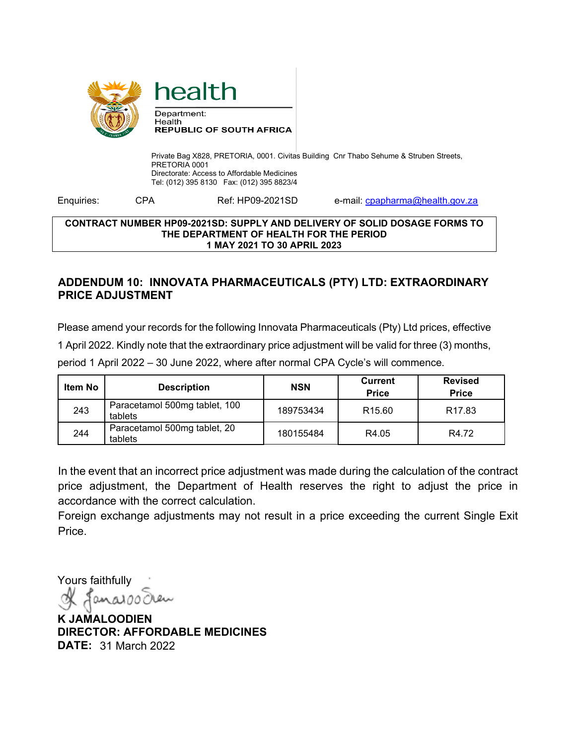health

Department:
Health
**REPUBLIC OF SOUTH AFRICA**

Private Bag X828, PRETORIA, 0001. Civitas Building Cnr Thabo Sehume & Struben Streets, PRETORIA 0001
Directorate: Access to Affordable Medicines
Tel: (012) 395 8130 Fax: (012) 395 8823/4

Enquiries: CPA Ref: HP09-2021SD e-mail: cpapharma@health.gov.za

**CONTRACT NUMBER HP09-2021SD: SUPPLY AND DELIVERY OF SOLID DOSAGE FORMS TO THE DEPARTMENT OF HEALTH FOR THE PERIOD 1 MAY 2021 TO 30 APRIL 2023**

## ADDENDUM 10: INNOVATA PHARMACEUTICALS (PTY) LTD: EXTRAORDINARY PRICE ADJUSTMENT

Please amend your records for the following Innovata Pharmaceuticals (Pty) Ltd prices, effective 1 April 2022. Kindly note that the extraordinary price adjustment will be valid for three (3) months, period 1 April 2022 – 30 June 2022, where after normal CPA Cycle's will commence.

| Item No | Description | NSN | Current Price | Revised Price |
|---|---|---|---|---|
| 243 | Paracetamol 500mg tablet, 100 tablets | 189753434 | R15.60 | R17.83 |
| 244 | Paracetamol 500mg tablet, 20 tablets | 180155484 | R4.05 | R4.72 |

In the event that an incorrect price adjustment was made during the calculation of the contract price adjustment, the Department of Health reserves the right to adjust the price in accordance with the correct calculation.
Foreign exchange adjustments may not result in a price exceeding the current Single Exit Price.

Yours faithfully

**K JAMALOODIEN**
**DIRECTOR: AFFORDABLE MEDICINES**
**DATE:** 31 March 2022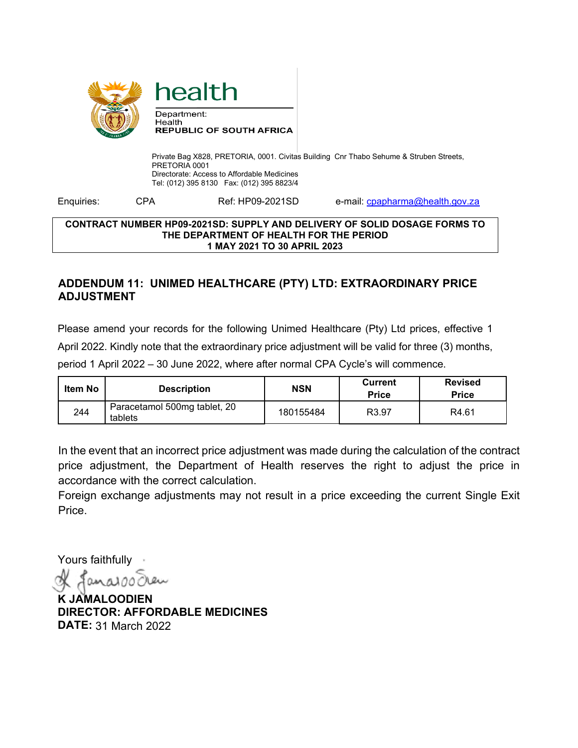**health**

Department:
Health
**REPUBLIC OF SOUTH AFRICA**

Private Bag X828, PRETORIA, 0001. Civitas Building Cnr Thabo Sehume & Struben Streets, PRETORIA 0001
Directorate: Access to Affordable Medicines
Tel: (012) 395 8130 Fax: (012) 395 8823/4

Enquiries: CPA Ref: HP09-2021SD e-mail: cpapharma@health.gov.za

**CONTRACT NUMBER HP09-2021SD: SUPPLY AND DELIVERY OF SOLID DOSAGE FORMS TO THE DEPARTMENT OF HEALTH FOR THE PERIOD 1 MAY 2021 TO 30 APRIL 2023**

## ADDENDUM 11: UNIMED HEALTHCARE (PTY) LTD: EXTRAORDINARY PRICE ADJUSTMENT

Please amend your records for the following Unimed Healthcare (Pty) Ltd prices, effective 1 April 2022. Kindly note that the extraordinary price adjustment will be valid for three (3) months, period 1 April 2022 – 30 June 2022, where after normal CPA Cycle's will commence.

| Item No | Description | NSN | Current Price | Revised Price |
|---|---|---|---|---|
| 244 | Paracetamol 500mg tablet, 20 tablets | 180155484 | R3.97 | R4.61 |

In the event that an incorrect price adjustment was made during the calculation of the contract price adjustment, the Department of Health reserves the right to adjust the price in accordance with the correct calculation.
Foreign exchange adjustments may not result in a price exceeding the current Single Exit Price.

Yours faithfully

**K JAMALOODIEN**
**DIRECTOR: AFFORDABLE MEDICINES**
**DATE:** 31 March 2022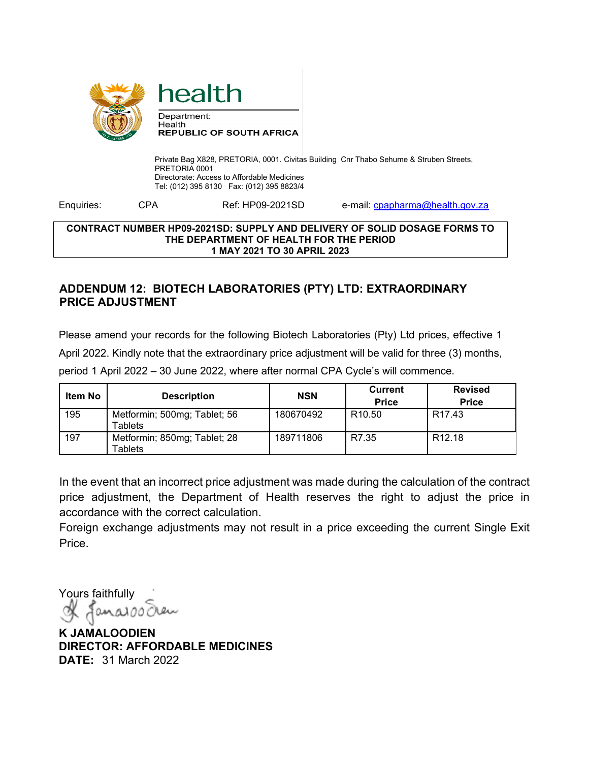health

Department:
Health
**REPUBLIC OF SOUTH AFRICA**

Private Bag X828, PRETORIA, 0001. Civitas Building Cnr Thabo Sehume & Struben Streets, PRETORIA 0001
Directorate: Access to Affordable Medicines
Tel: (012) 395 8130 Fax: (012) 395 8823/4

Enquiries: CPA Ref: HP09-2021SD e-mail: cpapharma@health.gov.za

**CONTRACT NUMBER HP09-2021SD: SUPPLY AND DELIVERY OF SOLID DOSAGE FORMS TO THE DEPARTMENT OF HEALTH FOR THE PERIOD 1 MAY 2021 TO 30 APRIL 2023**

## ADDENDUM 12: BIOTECH LABORATORIES (PTY) LTD: EXTRAORDINARY PRICE ADJUSTMENT

Please amend your records for the following Biotech Laboratories (Pty) Ltd prices, effective 1 April 2022. Kindly note that the extraordinary price adjustment will be valid for three (3) months, period 1 April 2022 – 30 June 2022, where after normal CPA Cycle's will commence.

| Item No | Description | NSN | Current Price | Revised Price |
|---|---|---|---|---|
| 195 | Metformin; 500mg; Tablet; 56 Tablets | 180670492 | R10.50 | R17.43 |
| 197 | Metformin; 850mg; Tablet; 28 Tablets | 189711806 | R7.35 | R12.18 |

In the event that an incorrect price adjustment was made during the calculation of the contract price adjustment, the Department of Health reserves the right to adjust the price in accordance with the correct calculation.
Foreign exchange adjustments may not result in a price exceeding the current Single Exit Price.

Yours faithfully

**K JAMALOODIEN**
**DIRECTOR: AFFORDABLE MEDICINES**
**DATE:** 31 March 2022